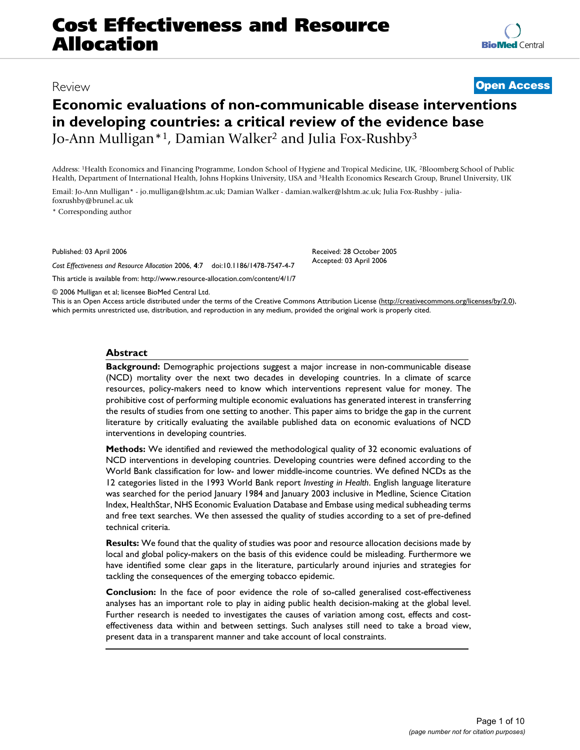Review

**Open Access**

# Economic evaluations of non-communicable disease interventions in developing countries: a critical review of the evidence base

Jo-Ann Mulligan*[1], Damian Walker[2] and Julia Fox-Rushby[3]

Address: [1]Health Economics and Financing Programme, London School of Hygiene and Tropical Medicine, UK, [2]Bloomberg School of Public Health, Department of International Health, Johns Hopkins University, USA and [3]Health Economics Research Group, Brunel University, UK

Email: Jo-Ann Mulligan* - jo.mulligan@lshtm.ac.uk; Damian Walker - damian.walker@lshtm.ac.uk; Julia Fox-Rushby - julia-foxrushby@brunel.ac.uk

* Corresponding author

Published: 03 April 2006

*Cost Effectiveness and Resource Allocation* 2006, **4**:7 doi:10.1186/1478-7547-4-7

This article is available from: http://www.resource-allocation.com/content/4/1/7

Received: 28 October 2005
Accepted: 03 April 2006

© 2006 Mulligan et al; licensee BioMed Central Ltd.

This is an Open Access article distributed under the terms of the Creative Commons Attribution License (http://creativecommons.org/licenses/by/2.0), which permits unrestricted use, distribution, and reproduction in any medium, provided the original work is properly cited.

## Abstract

**Background:** Demographic projections suggest a major increase in non-communicable disease (NCD) mortality over the next two decades in developing countries. In a climate of scarce resources, policy-makers need to know which interventions represent value for money. The prohibitive cost of performing multiple economic evaluations has generated interest in transferring the results of studies from one setting to another. This paper aims to bridge the gap in the current literature by critically evaluating the available published data on economic evaluations of NCD interventions in developing countries.

**Methods:** We identified and reviewed the methodological quality of 32 economic evaluations of NCD interventions in developing countries. Developing countries were defined according to the World Bank classification for low- and lower middle-income countries. We defined NCDs as the 12 categories listed in the 1993 World Bank report *Investing in Health*. English language literature was searched for the period January 1984 and January 2003 inclusive in Medline, Science Citation Index, HealthStar, NHS Economic Evaluation Database and Embase using medical subheading terms and free text searches. We then assessed the quality of studies according to a set of pre-defined technical criteria.

**Results:** We found that the quality of studies was poor and resource allocation decisions made by local and global policy-makers on the basis of this evidence could be misleading. Furthermore we have identified some clear gaps in the literature, particularly around injuries and strategies for tackling the consequences of the emerging tobacco epidemic.

**Conclusion:** In the face of poor evidence the role of so-called generalised cost-effectiveness analyses has an important role to play in aiding public health decision-making at the global level. Further research is needed to investigates the causes of variation among cost, effects and cost-effectiveness data within and between settings. Such analyses still need to take a broad view, present data in a transparent manner and take account of local constraints.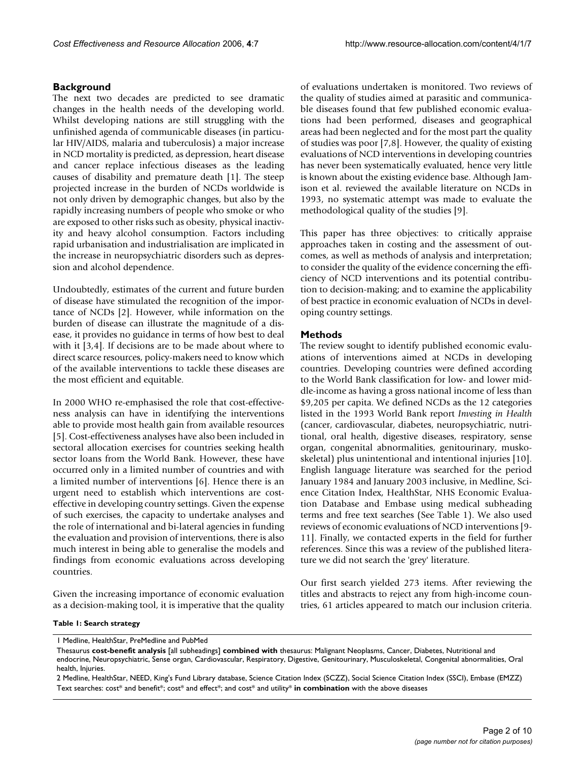## Background

The next two decades are predicted to see dramatic changes in the health needs of the developing world. Whilst developing nations are still struggling with the unfinished agenda of communicable diseases (in particular HIV/AIDS, malaria and tuberculosis) a major increase in NCD mortality is predicted, as depression, heart disease and cancer replace infectious diseases as the leading causes of disability and premature death [1]. The steep projected increase in the burden of NCDs worldwide is not only driven by demographic changes, but also by the rapidly increasing numbers of people who smoke or who are exposed to other risks such as obesity, physical inactivity and heavy alcohol consumption. Factors including rapid urbanisation and industrialisation are implicated in the increase in neuropsychiatric disorders such as depression and alcohol dependence.

Undoubtedly, estimates of the current and future burden of disease have stimulated the recognition of the importance of NCDs [2]. However, while information on the burden of disease can illustrate the magnitude of a disease, it provides no guidance in terms of how best to deal with it [3,4]. If decisions are to be made about where to direct scarce resources, policy-makers need to know which of the available interventions to tackle these diseases are the most efficient and equitable.

In 2000 WHO re-emphasised the role that cost-effectiveness analysis can have in identifying the interventions able to provide most health gain from available resources [5]. Cost-effectiveness analyses have also been included in sectoral allocation exercises for countries seeking health sector loans from the World Bank. However, these have occurred only in a limited number of countries and with a limited number of interventions [6]. Hence there is an urgent need to establish which interventions are cost-effective in developing country settings. Given the expense of such exercises, the capacity to undertake analyses and the role of international and bi-lateral agencies in funding the evaluation and provision of interventions, there is also much interest in being able to generalise the models and findings from economic evaluations across developing countries.

Given the increasing importance of economic evaluation as a decision-making tool, it is imperative that the quality of evaluations undertaken is monitored. Two reviews of the quality of studies aimed at parasitic and communicable diseases found that few published economic evaluations had been performed, diseases and geographical areas had been neglected and for the most part the quality of studies was poor [7,8]. However, the quality of existing evaluations of NCD interventions in developing countries has never been systematically evaluated, hence very little is known about the existing evidence base. Although Jamison et al. reviewed the available literature on NCDs in 1993, no systematic attempt was made to evaluate the methodological quality of the studies [9].

This paper has three objectives: to critically appraise approaches taken in costing and the assessment of outcomes, as well as methods of analysis and interpretation; to consider the quality of the evidence concerning the efficiency of NCD interventions and its potential contribution to decision-making; and to examine the applicability of best practice in economic evaluation of NCDs in developing country settings.

## Methods

The review sought to identify published economic evaluations of interventions aimed at NCDs in developing countries. Developing countries were defined according to the World Bank classification for low- and lower middle-income as having a gross national income of less than $9,205 per capita. We defined NCDs as the 12 categories listed in the 1993 World Bank report *Investing in Health* (cancer, cardiovascular, diabetes, neuropsychiatric, nutritional, oral health, digestive diseases, respiratory, sense organ, congenital abnormalities, genitourinary, muskoskeletal) plus unintentional and intentional injuries [10]. English language literature was searched for the period January 1984 and January 2003 inclusive, in Medline, Science Citation Index, HealthStar, NHS Economic Evaluation Database and Embase using medical subheading terms and free text searches (See Table 1). We also used reviews of economic evaluations of NCD interventions [9-11]. Finally, we contacted experts in the field for further references. Since this was a review of the published literature we did not search the 'grey' literature.

Our first search yielded 273 items. After reviewing the titles and abstracts to reject any from high-income countries, 61 articles appeared to match our inclusion criteria.

**Table 1: Search strategy**

| |
|---|
| 1 Medline, HealthStar, PreMedline and PubMed |
| Thesaurus **cost-benefit analysis** [all subheadings] **combined with** thesaurus: Malignant Neoplasms, Cancer, Diabetes, Nutritional and endocrine, Neuropsychiatric, Sense organ, Cardiovascular, Respiratory, Digestive, Genitourinary, Musculoskeletal, Congenital abnormalities, Oral health, Injuries. |
| 2 Medline, HealthStar, NEED, King's Fund Library database, Science Citation Index (SCZZ), Social Science Citation Index (SSCI), Embase (EMZZ) |
| Text searches: cost* and benefit*; cost* and effect*; and cost* and utility* **in combination** with the above diseases |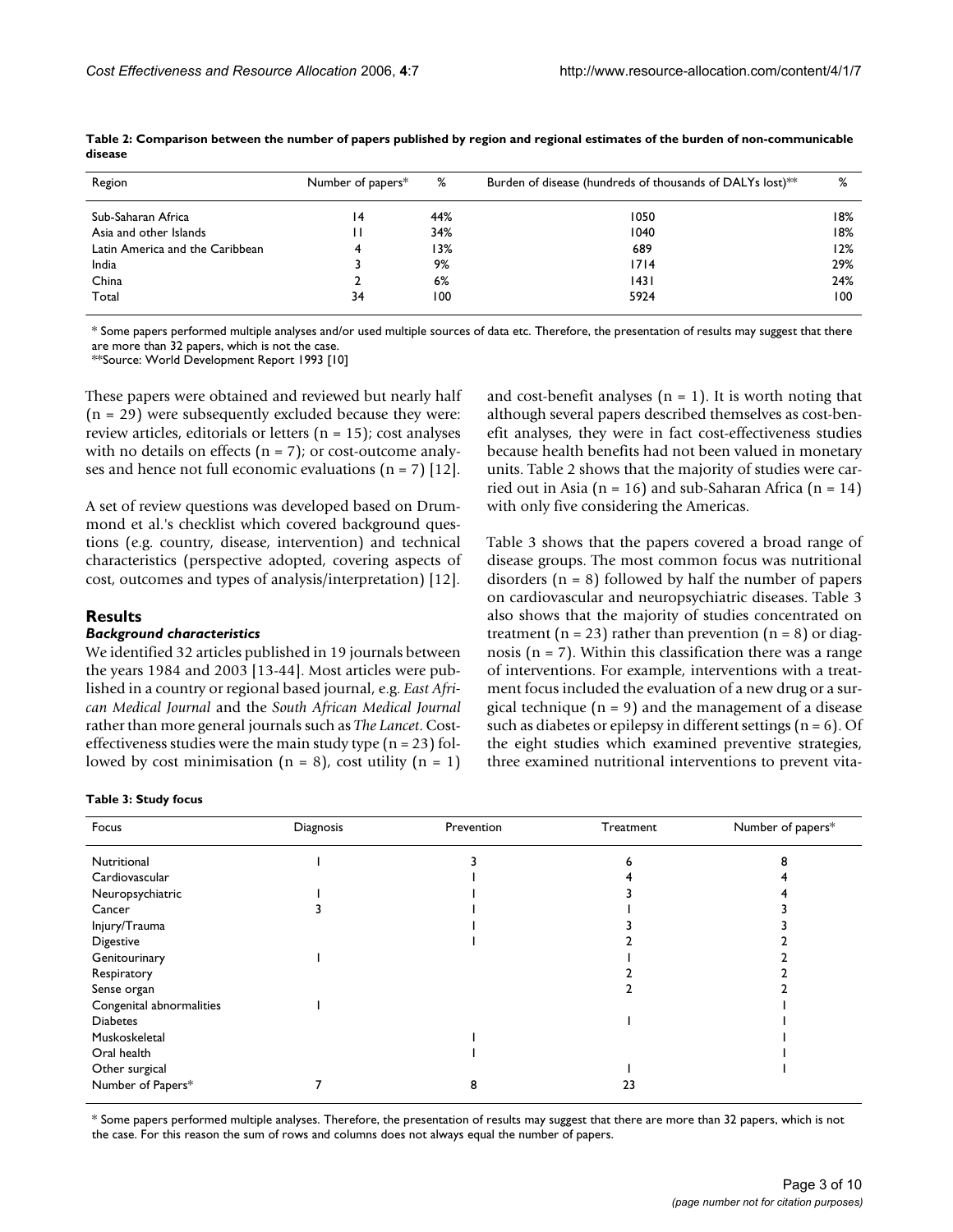**Table 2: Comparison between the number of papers published by region and regional estimates of the burden of non-communicable disease**

| Region | Number of papers* | % | Burden of disease (hundreds of thousands of DALYs lost)** | % |
|---|---|---|---|---|
| Sub-Saharan Africa | 14 | 44% | 1050 | 18% |
| Asia and other Islands | 11 | 34% | 1040 | 18% |
| Latin America and the Caribbean | 4 | 13% | 689 | 12% |
| India | 3 | 9% | 1714 | 29% |
| China | 2 | 6% | 1431 | 24% |
| Total | 34 | 100 | 5924 | 100 |

* Some papers performed multiple analyses and/or used multiple sources of data etc. Therefore, the presentation of results may suggest that there are more than 32 papers, which is not the case.
**Source: World Development Report 1993 [10]

These papers were obtained and reviewed but nearly half (n = 29) were subsequently excluded because they were: review articles, editorials or letters (n = 15); cost analyses with no details on effects (n = 7); or cost-outcome analyses and hence not full economic evaluations (n = 7) [12].

A set of review questions was developed based on Drummond et al.'s checklist which covered background questions (e.g. country, disease, intervention) and technical characteristics (perspective adopted, covering aspects of cost, outcomes and types of analysis/interpretation) [12].

## Results

### *Background characteristics*

We identified 32 articles published in 19 journals between the years 1984 and 2003 [13-44]. Most articles were published in a country or regional based journal, e.g. *East African Medical Journal* and the *South African Medical Journal* rather than more general journals such as *The Lancet*. Cost-effectiveness studies were the main study type (n = 23) followed by cost minimisation (n = 8), cost utility (n = 1) and cost-benefit analyses (n = 1). It is worth noting that although several papers described themselves as cost-benefit analyses, they were in fact cost-effectiveness studies because health benefits had not been valued in monetary units. Table 2 shows that the majority of studies were carried out in Asia (n = 16) and sub-Saharan Africa (n = 14) with only five considering the Americas.

Table 3 shows that the papers covered a broad range of disease groups. The most common focus was nutritional disorders (n = 8) followed by half the number of papers on cardiovascular and neuropsychiatric diseases. Table 3 also shows that the majority of studies concentrated on treatment (n = 23) rather than prevention (n = 8) or diagnosis (n = 7). Within this classification there was a range of interventions. For example, interventions with a treatment focus included the evaluation of a new drug or a surgical technique (n = 9) and the management of a disease such as diabetes or epilepsy in different settings (n = 6). Of the eight studies which examined preventive strategies, three examined nutritional interventions to prevent vita-

**Table 3: Study focus**

| Focus | Diagnosis | Prevention | Treatment | Number of papers* |
|---|---|---|---|---|
| Nutritional | 1 | 3 | 6 | 8 |
| Cardiovascular | | 1 | 4 | 4 |
| Neuropsychiatric | 1 | 1 | 3 | 4 |
| Cancer | 3 | 1 | 1 | 3 |
| Injury/Trauma | | 1 | 3 | 3 |
| Digestive | | 1 | 2 | 2 |
| Genitourinary | 1 | | 1 | 2 |
| Respiratory | | | 2 | 2 |
| Sense organ | | | 2 | 2 |
| Congenital abnormalities | 1 | | | 1 |
| Diabetes | | | 1 | 1 |
| Muskoskeletal | | 1 | | 1 |
| Oral health | | 1 | | 1 |
| Other surgical | | | 1 | 1 |
| Number of Papers* | 7 | 8 | 23 | |

* Some papers performed multiple analyses. Therefore, the presentation of results may suggest that there are more than 32 papers, which is not the case. For this reason the sum of rows and columns does not always equal the number of papers.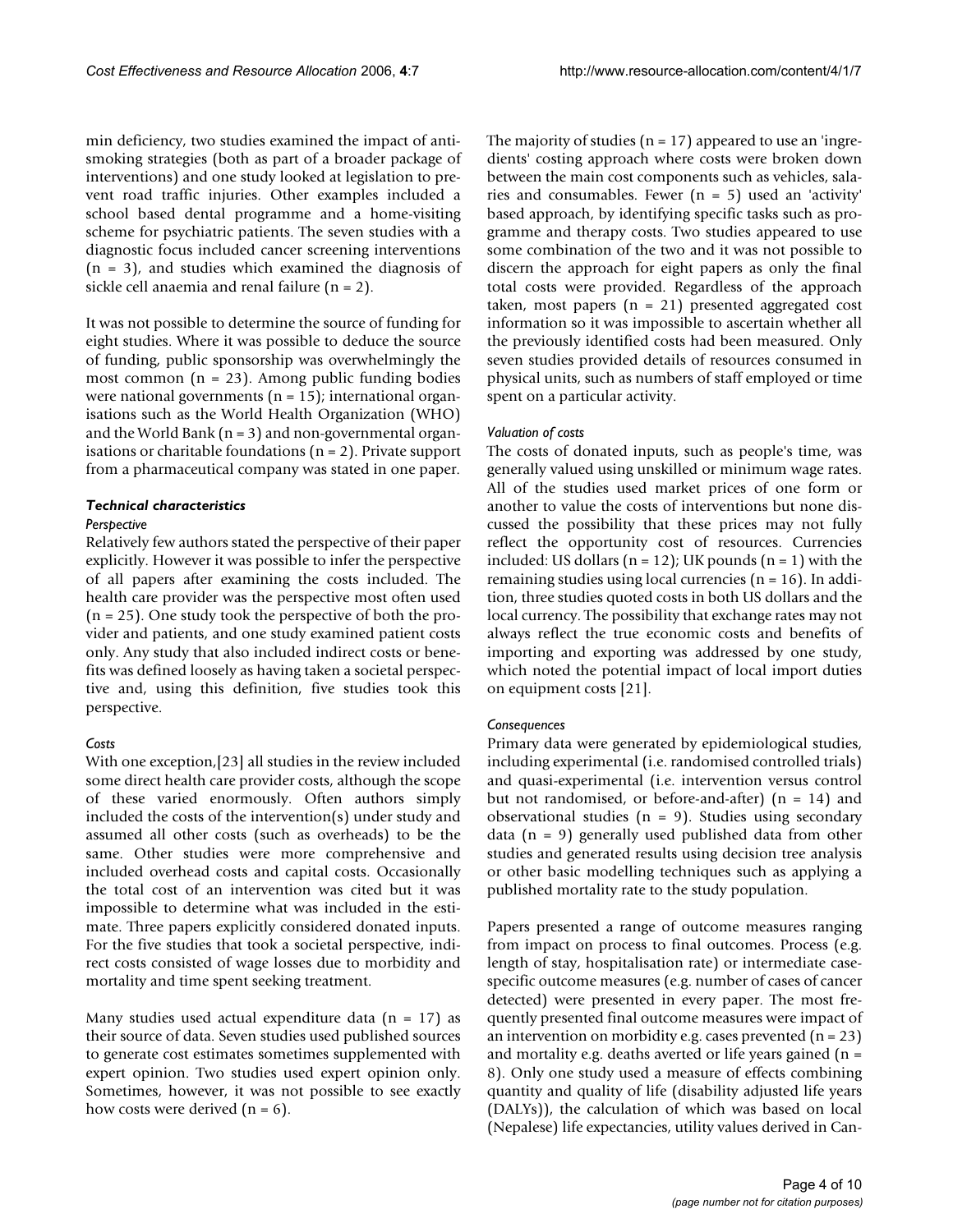min deficiency, two studies examined the impact of anti-smoking strategies (both as part of a broader package of interventions) and one study looked at legislation to prevent road traffic injuries. Other examples included a school based dental programme and a home-visiting scheme for psychiatric patients. The seven studies with a diagnostic focus included cancer screening interventions (n = 3), and studies which examined the diagnosis of sickle cell anaemia and renal failure (n = 2).

It was not possible to determine the source of funding for eight studies. Where it was possible to deduce the source of funding, public sponsorship was overwhelmingly the most common (n = 23). Among public funding bodies were national governments (n = 15); international organisations such as the World Health Organization (WHO) and the World Bank (n = 3) and non-governmental organisations or charitable foundations (n = 2). Private support from a pharmaceutical company was stated in one paper.

### *Technical characteristics*

#### *Perspective*

Relatively few authors stated the perspective of their paper explicitly. However it was possible to infer the perspective of all papers after examining the costs included. The health care provider was the perspective most often used (n = 25). One study took the perspective of both the provider and patients, and one study examined patient costs only. Any study that also included indirect costs or benefits was defined loosely as having taken a societal perspective and, using this definition, five studies took this perspective.

#### *Costs*

With one exception,[23] all studies in the review included some direct health care provider costs, although the scope of these varied enormously. Often authors simply included the costs of the intervention(s) under study and assumed all other costs (such as overheads) to be the same. Other studies were more comprehensive and included overhead costs and capital costs. Occasionally the total cost of an intervention was cited but it was impossible to determine what was included in the estimate. Three papers explicitly considered donated inputs. For the five studies that took a societal perspective, indirect costs consisted of wage losses due to morbidity and mortality and time spent seeking treatment.

Many studies used actual expenditure data (n = 17) as their source of data. Seven studies used published sources to generate cost estimates sometimes supplemented with expert opinion. Two studies used expert opinion only. Sometimes, however, it was not possible to see exactly how costs were derived (n = 6).

The majority of studies (n = 17) appeared to use an 'ingredients' costing approach where costs were broken down between the main cost components such as vehicles, salaries and consumables. Fewer (n = 5) used an 'activity' based approach, by identifying specific tasks such as programme and therapy costs. Two studies appeared to use some combination of the two and it was not possible to discern the approach for eight papers as only the final total costs were provided. Regardless of the approach taken, most papers (n = 21) presented aggregated cost information so it was impossible to ascertain whether all the previously identified costs had been measured. Only seven studies provided details of resources consumed in physical units, such as numbers of staff employed or time spent on a particular activity.

#### *Valuation of costs*

The costs of donated inputs, such as people's time, was generally valued using unskilled or minimum wage rates. All of the studies used market prices of one form or another to value the costs of interventions but none discussed the possibility that these prices may not fully reflect the opportunity cost of resources. Currencies included: US dollars (n = 12); UK pounds (n = 1) with the remaining studies using local currencies (n = 16). In addition, three studies quoted costs in both US dollars and the local currency. The possibility that exchange rates may not always reflect the true economic costs and benefits of importing and exporting was addressed by one study, which noted the potential impact of local import duties on equipment costs [21].

#### *Consequences*

Primary data were generated by epidemiological studies, including experimental (i.e. randomised controlled trials) and quasi-experimental (i.e. intervention versus control but not randomised, or before-and-after) (n = 14) and observational studies (n = 9). Studies using secondary data (n = 9) generally used published data from other studies and generated results using decision tree analysis or other basic modelling techniques such as applying a published mortality rate to the study population.

Papers presented a range of outcome measures ranging from impact on process to final outcomes. Process (e.g. length of stay, hospitalisation rate) or intermediate case-specific outcome measures (e.g. number of cases of cancer detected) were presented in every paper. The most frequently presented final outcome measures were impact of an intervention on morbidity e.g. cases prevented (n = 23) and mortality e.g. deaths averted or life years gained (n = 8). Only one study used a measure of effects combining quantity and quality of life (disability adjusted life years (DALYs)), the calculation of which was based on local (Nepalese) life expectancies, utility values derived in Can-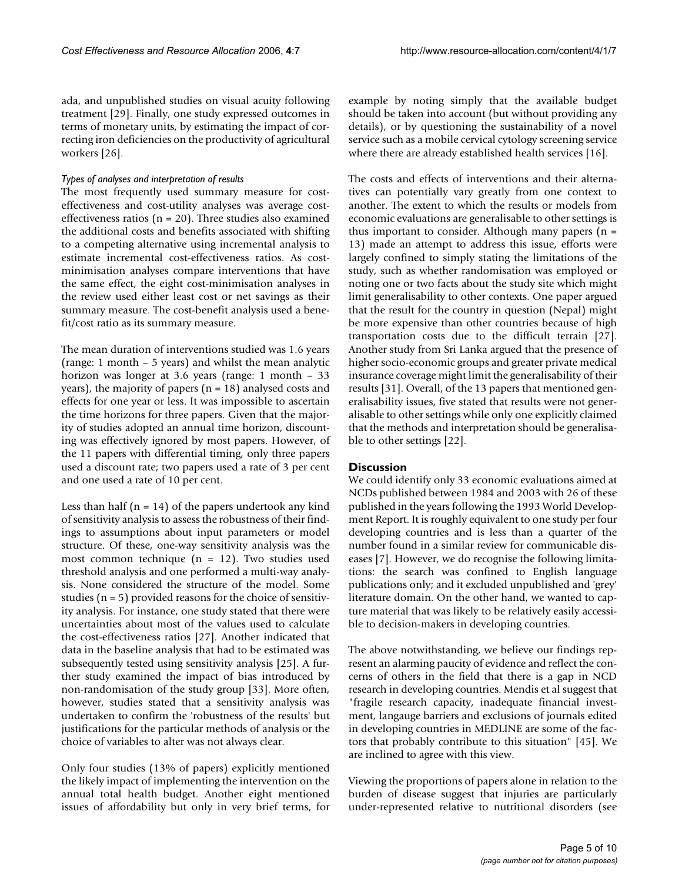ada, and unpublished studies on visual acuity following treatment [29]. Finally, one study expressed outcomes in terms of monetary units, by estimating the impact of correcting iron deficiencies on the productivity of agricultural workers [26].

#### *Types of analyses and interpretation of results*

The most frequently used summary measure for cost-effectiveness and cost-utility analyses was average cost-effectiveness ratios (n = 20). Three studies also examined the additional costs and benefits associated with shifting to a competing alternative using incremental analysis to estimate incremental cost-effectiveness ratios. As cost-minimisation analyses compare interventions that have the same effect, the eight cost-minimisation analyses in the review used either least cost or net savings as their summary measure. The cost-benefit analysis used a benefit/cost ratio as its summary measure.

The mean duration of interventions studied was 1.6 years (range: 1 month – 5 years) and whilst the mean analytic horizon was longer at 3.6 years (range: 1 month – 33 years), the majority of papers (n = 18) analysed costs and effects for one year or less. It was impossible to ascertain the time horizons for three papers. Given that the majority of studies adopted an annual time horizon, discounting was effectively ignored by most papers. However, of the 11 papers with differential timing, only three papers used a discount rate; two papers used a rate of 3 per cent and one used a rate of 10 per cent.

Less than half (n = 14) of the papers undertook any kind of sensitivity analysis to assess the robustness of their findings to assumptions about input parameters or model structure. Of these, one-way sensitivity analysis was the most common technique (n = 12). Two studies used threshold analysis and one performed a multi-way analysis. None considered the structure of the model. Some studies (n = 5) provided reasons for the choice of sensitivity analysis. For instance, one study stated that there were uncertainties about most of the values used to calculate the cost-effectiveness ratios [27]. Another indicated that data in the baseline analysis that had to be estimated was subsequently tested using sensitivity analysis [25]. A further study examined the impact of bias introduced by non-randomisation of the study group [33]. More often, however, studies stated that a sensitivity analysis was undertaken to confirm the 'robustness of the results' but justifications for the particular methods of analysis or the choice of variables to alter was not always clear.

Only four studies (13% of papers) explicitly mentioned the likely impact of implementing the intervention on the annual total health budget. Another eight mentioned issues of affordability but only in very brief terms, for example by noting simply that the available budget should be taken into account (but without providing any details), or by questioning the sustainability of a novel service such as a mobile cervical cytology screening service where there are already established health services [16].

The costs and effects of interventions and their alternatives can potentially vary greatly from one context to another. The extent to which the results or models from economic evaluations are generalisable to other settings is thus important to consider. Although many papers (n = 13) made an attempt to address this issue, efforts were largely confined to simply stating the limitations of the study, such as whether randomisation was employed or noting one or two facts about the study site which might limit generalisability to other contexts. One paper argued that the result for the country in question (Nepal) might be more expensive than other countries because of high transportation costs due to the difficult terrain [27]. Another study from Sri Lanka argued that the presence of higher socio-economic groups and greater private medical insurance coverage might limit the generalisability of their results [31]. Overall, of the 13 papers that mentioned generalisability issues, five stated that results were not generalisable to other settings while only one explicitly claimed that the methods and interpretation should be generalisable to other settings [22].

## Discussion

We could identify only 33 economic evaluations aimed at NCDs published between 1984 and 2003 with 26 of these published in the years following the 1993 World Development Report. It is roughly equivalent to one study per four developing countries and is less than a quarter of the number found in a similar review for communicable diseases [7]. However, we do recognise the following limitations: the search was confined to English language publications only; and it excluded unpublished and 'grey' literature domain. On the other hand, we wanted to capture material that was likely to be relatively easily accessible to decision-makers in developing countries.

The above notwithstanding, we believe our findings represent an alarming paucity of evidence and reflect the concerns of others in the field that there is a gap in NCD research in developing countries. Mendis et al suggest that "fragile research capacity, inadequate financial investment, langauge barriers and exclusions of journals edited in developing countries in MEDLINE are some of the factors that probably contribute to this situation" [45]. We are inclined to agree with this view.

Viewing the proportions of papers alone in relation to the burden of disease suggest that injuries are particularly under-represented relative to nutritional disorders (see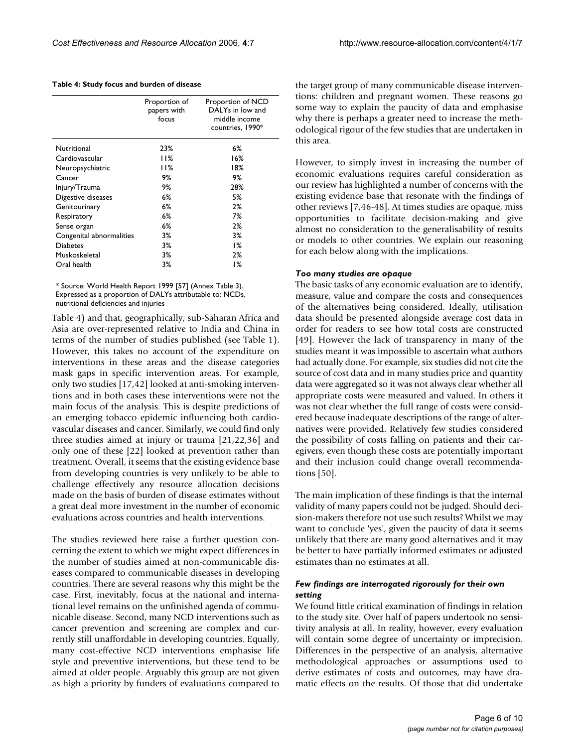**Table 4: Study focus and burden of disease**

| | Proportion of papers with focus | Proportion of NCD DALYs in low and middle income countries, 1990* |
| --- | --- | --- |
| Nutritional | 23% | 6% |
| Cardiovascular | 11% | 16% |
| Neuropsychiatric | 11% | 18% |
| Cancer | 9% | 9% |
| Injury/Trauma | 9% | 28% |
| Digestive diseases | 6% | 5% |
| Genitourinary | 6% | 2% |
| Respiratory | 6% | 7% |
| Sense organ | 6% | 2% |
| Congenital abnormalities | 3% | 3% |
| Diabetes | 3% | 1% |
| Muskoskeletal | 3% | 2% |
| Oral health | 3% | 1% |

* Source: World Health Report 1999 [57] (Annex Table 3). Expressed as a proportion of DALYs attributable to: NCDs, nutritional deficiencies and injuries

Table 4) and that, geographically, sub-Saharan Africa and Asia are over-represented relative to India and China in terms of the number of studies published (see Table 1). However, this takes no account of the expenditure on interventions in these areas and the disease categories mask gaps in specific intervention areas. For example, only two studies [17,42] looked at anti-smoking interventions and in both cases these interventions were not the main focus of the analysis. This is despite predictions of an emerging tobacco epidemic influencing both cardiovascular diseases and cancer. Similarly, we could find only three studies aimed at injury or trauma [21,22,36] and only one of these [22] looked at prevention rather than treatment. Overall, it seems that the existing evidence base from developing countries is very unlikely to be able to challenge effectively any resource allocation decisions made on the basis of burden of disease estimates without a great deal more investment in the number of economic evaluations across countries and health interventions.

The studies reviewed here raise a further question concerning the extent to which we might expect differences in the number of studies aimed at non-communicable diseases compared to communicable diseases in developing countries. There are several reasons why this might be the case. First, inevitably, focus at the national and international level remains on the unfinished agenda of communicable disease. Second, many NCD interventions such as cancer prevention and screening are complex and currently still unaffordable in developing countries. Equally, many cost-effective NCD interventions emphasise life style and preventive interventions, but these tend to be aimed at older people. Arguably this group are not given as high a priority by funders of evaluations compared to the target group of many communicable disease interventions: children and pregnant women. These reasons go some way to explain the paucity of data and emphasise why there is perhaps a greater need to increase the methodological rigour of the few studies that are undertaken in this area.

However, to simply invest in increasing the number of economic evaluations requires careful consideration as our review has highlighted a number of concerns with the existing evidence base that resonate with the findings of other reviews [7,46-48]. At times studies are opaque, miss opportunities to facilitate decision-making and give almost no consideration to the generalisability of results or models to other countries. We explain our reasoning for each below along with the implications.

### *Too many studies are opaque*

The basic tasks of any economic evaluation are to identify, measure, value and compare the costs and consequences of the alternatives being considered. Ideally, utilisation data should be presented alongside average cost data in order for readers to see how total costs are constructed [49]. However the lack of transparency in many of the studies meant it was impossible to ascertain what authors had actually done. For example, six studies did not cite the source of cost data and in many studies price and quantity data were aggregated so it was not always clear whether all appropriate costs were measured and valued. In others it was not clear whether the full range of costs were considered because inadequate descriptions of the range of alternatives were provided. Relatively few studies considered the possibility of costs falling on patients and their caregivers, even though these costs are potentially important and their inclusion could change overall recommendations [50].

The main implication of these findings is that the internal validity of many papers could not be judged. Should decision-makers therefore not use such results? Whilst we may want to conclude 'yes', given the paucity of data it seems unlikely that there are many good alternatives and it may be better to have partially informed estimates or adjusted estimates than no estimates at all.

### *Few findings are interrogated rigorously for their own setting*

We found little critical examination of findings in relation to the study site. Over half of papers undertook no sensitivity analysis at all. In reality, however, every evaluation will contain some degree of uncertainty or imprecision. Differences in the perspective of an analysis, alternative methodological approaches or assumptions used to derive estimates of costs and outcomes, may have dramatic effects on the results. Of those that did undertake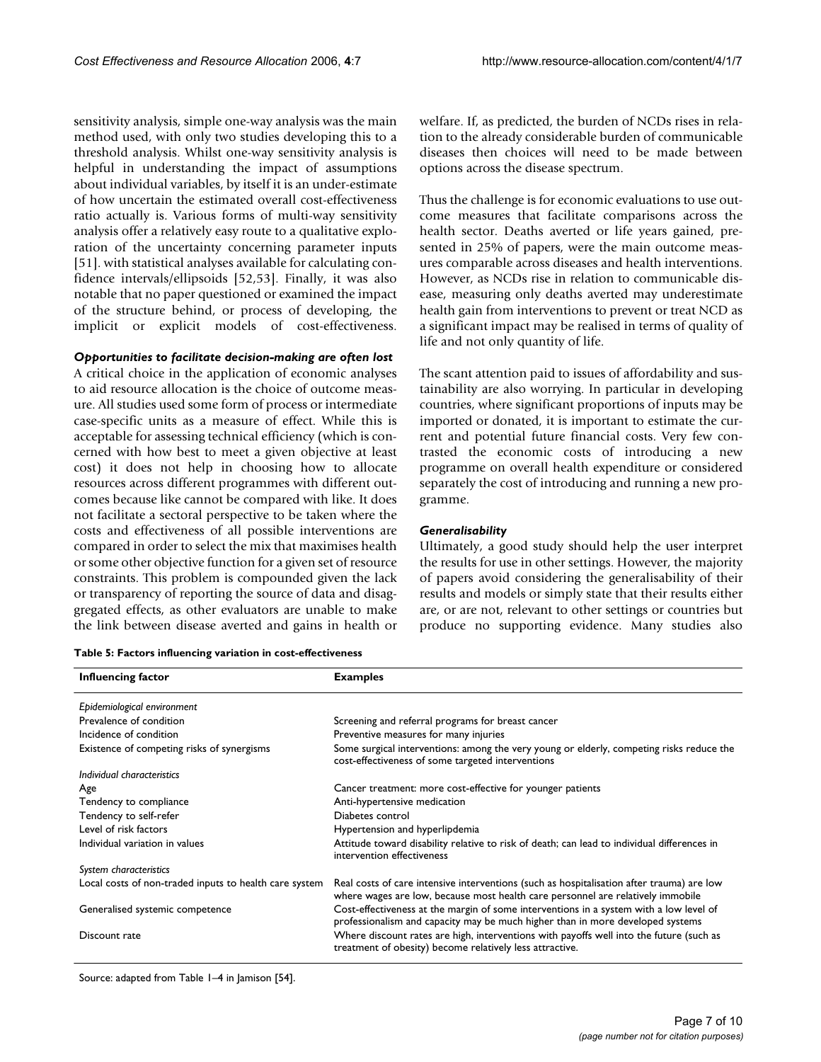sensitivity analysis, simple one-way analysis was the main method used, with only two studies developing this to a threshold analysis. Whilst one-way sensitivity analysis is helpful in understanding the impact of assumptions about individual variables, by itself it is an under-estimate of how uncertain the estimated overall cost-effectiveness ratio actually is. Various forms of multi-way sensitivity analysis offer a relatively easy route to a qualitative exploration of the uncertainty concerning parameter inputs [51]. with statistical analyses available for calculating confidence intervals/ellipsoids [52,53]. Finally, it was also notable that no paper questioned or examined the impact of the structure behind, or process of developing, the implicit or explicit models of cost-effectiveness.

### *Opportunities to facilitate decision-making are often lost*

A critical choice in the application of economic analyses to aid resource allocation is the choice of outcome measure. All studies used some form of process or intermediate case-specific units as a measure of effect. While this is acceptable for assessing technical efficiency (which is concerned with how best to meet a given objective at least cost) it does not help in choosing how to allocate resources across different programmes with different outcomes because like cannot be compared with like. It does not facilitate a sectoral perspective to be taken where the costs and effectiveness of all possible interventions are compared in order to select the mix that maximises health or some other objective function for a given set of resource constraints. This problem is compounded given the lack or transparency of reporting the source of data and disaggregated effects, as other evaluators are unable to make the link between disease averted and gains in health or welfare. If, as predicted, the burden of NCDs rises in relation to the already considerable burden of communicable diseases then choices will need to be made between options across the disease spectrum.

Thus the challenge is for economic evaluations to use outcome measures that facilitate comparisons across the health sector. Deaths averted or life years gained, presented in 25% of papers, were the main outcome measures comparable across diseases and health interventions. However, as NCDs rise in relation to communicable disease, measuring only deaths averted may underestimate health gain from interventions to prevent or treat NCD as a significant impact may be realised in terms of quality of life and not only quantity of life.

The scant attention paid to issues of affordability and sustainability are also worrying. In particular in developing countries, where significant proportions of inputs may be imported or donated, it is important to estimate the current and potential future financial costs. Very few contrasted the economic costs of introducing a new programme on overall health expenditure or considered separately the cost of introducing and running a new programme.

### *Generalisability*

Ultimately, a good study should help the user interpret the results for use in other settings. However, the majority of papers avoid considering the generalisability of their results and models or simply state that their results either are, or are not, relevant to other settings or countries but produce no supporting evidence. Many studies also

**Table 5: Factors influencing variation in cost-effectiveness**

| Influencing factor | Examples |
|---|---|
| *Epidemiological environment* | |
| Prevalence of condition | Screening and referral programs for breast cancer |
| Incidence of condition | Preventive measures for many injuries |
| Existence of competing risks of synergisms | Some surgical interventions: among the very young or elderly, competing risks reduce the cost-effectiveness of some targeted interventions |
| *Individual characteristics* | |
| Age | Cancer treatment: more cost-effective for younger patients |
| Tendency to compliance | Anti-hypertensive medication |
| Tendency to self-refer | Diabetes control |
| Level of risk factors | Hypertension and hyperlipdemia |
| Individual variation in values | Attitude toward disability relative to risk of death; can lead to individual differences in intervention effectiveness |
| *System characteristics* | |
| Local costs of non-traded inputs to health care system | Real costs of care intensive interventions (such as hospitalisation after trauma) are low where wages are low, because most health care personnel are relatively immobile |
| Generalised systemic competence | Cost-effectiveness at the margin of some interventions in a system with a low level of professionalism and capacity may be much higher than in more developed systems |
| Discount rate | Where discount rates are high, interventions with payoffs well into the future (such as treatment of obesity) become relatively less attractive. |

Source: adapted from Table 1–4 in Jamison [54].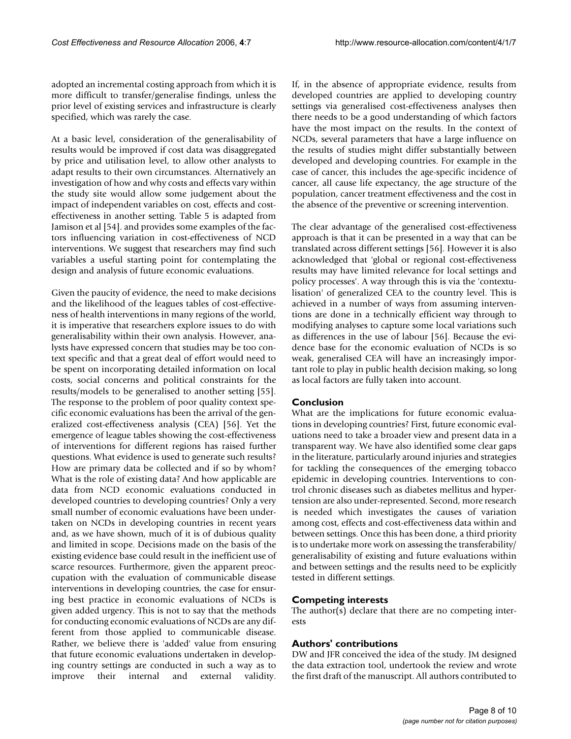adopted an incremental costing approach from which it is more difficult to transfer/generalise findings, unless the prior level of existing services and infrastructure is clearly specified, which was rarely the case.

At a basic level, consideration of the generalisability of results would be improved if cost data was disaggregated by price and utilisation level, to allow other analysts to adapt results to their own circumstances. Alternatively an investigation of how and why costs and effects vary within the study site would allow some judgement about the impact of independent variables on cost, effects and cost-effectiveness in another setting. Table 5 is adapted from Jamison et al [54]. and provides some examples of the factors influencing variation in cost-effectiveness of NCD interventions. We suggest that researchers may find such variables a useful starting point for contemplating the design and analysis of future economic evaluations.

Given the paucity of evidence, the need to make decisions and the likelihood of the leagues tables of cost-effectiveness of health interventions in many regions of the world, it is imperative that researchers explore issues to do with generalisability within their own analysis. However, analysts have expressed concern that studies may be too context specific and that a great deal of effort would need to be spent on incorporating detailed information on local costs, social concerns and political constraints for the results/models to be generalised to another setting [55]. The response to the problem of poor quality context specific economic evaluations has been the arrival of the generalized cost-effectiveness analysis (CEA) [56]. Yet the emergence of league tables showing the cost-effectiveness of interventions for different regions has raised further questions. What evidence is used to generate such results? How are primary data be collected and if so by whom? What is the role of existing data? And how applicable are data from NCD economic evaluations conducted in developed countries to developing countries? Only a very small number of economic evaluations have been undertaken on NCDs in developing countries in recent years and, as we have shown, much of it is of dubious quality and limited in scope. Decisions made on the basis of the existing evidence base could result in the inefficient use of scarce resources. Furthermore, given the apparent preoccupation with the evaluation of communicable disease interventions in developing countries, the case for ensuring best practice in economic evaluations of NCDs is given added urgency. This is not to say that the methods for conducting economic evaluations of NCDs are any different from those applied to communicable disease. Rather, we believe there is 'added' value from ensuring that future economic evaluations undertaken in developing country settings are conducted in such a way as to improve their internal and external validity. If, in the absence of appropriate evidence, results from developed countries are applied to developing country settings via generalised cost-effectiveness analyses then there needs to be a good understanding of which factors have the most impact on the results. In the context of NCDs, several parameters that have a large influence on the results of studies might differ substantially between developed and developing countries. For example in the case of cancer, this includes the age-specific incidence of cancer, all cause life expectancy, the age structure of the population, cancer treatment effectiveness and the cost in the absence of the preventive or screening intervention.

The clear advantage of the generalised cost-effectiveness approach is that it can be presented in a way that can be translated across different settings [56]. However it is also acknowledged that 'global or regional cost-effectiveness results may have limited relevance for local settings and policy processes'. A way through this is via the 'contextulisation' of generalized CEA to the country level. This is achieved in a number of ways from assuming interventions are done in a technically efficient way through to modifying analyses to capture some local variations such as differences in the use of labour [56]. Because the evidence base for the economic evaluation of NCDs is so weak, generalised CEA will have an increasingly important role to play in public health decision making, so long as local factors are fully taken into account.

## Conclusion

What are the implications for future economic evaluations in developing countries? First, future economic evaluations need to take a broader view and present data in a transparent way. We have also identified some clear gaps in the literature, particularly around injuries and strategies for tackling the consequences of the emerging tobacco epidemic in developing countries. Interventions to control chronic diseases such as diabetes mellitus and hypertension are also under-represented. Second, more research is needed which investigates the causes of variation among cost, effects and cost-effectiveness data within and between settings. Once this has been done, a third priority is to undertake more work on assessing the transferability/generalisability of existing and future evaluations within and between settings and the results need to be explicitly tested in different settings.

## Competing interests

The author(s) declare that there are no competing interests

## Authors' contributions

DW and JFR conceived the idea of the study. JM designed the data extraction tool, undertook the review and wrote the first draft of the manuscript. All authors contributed to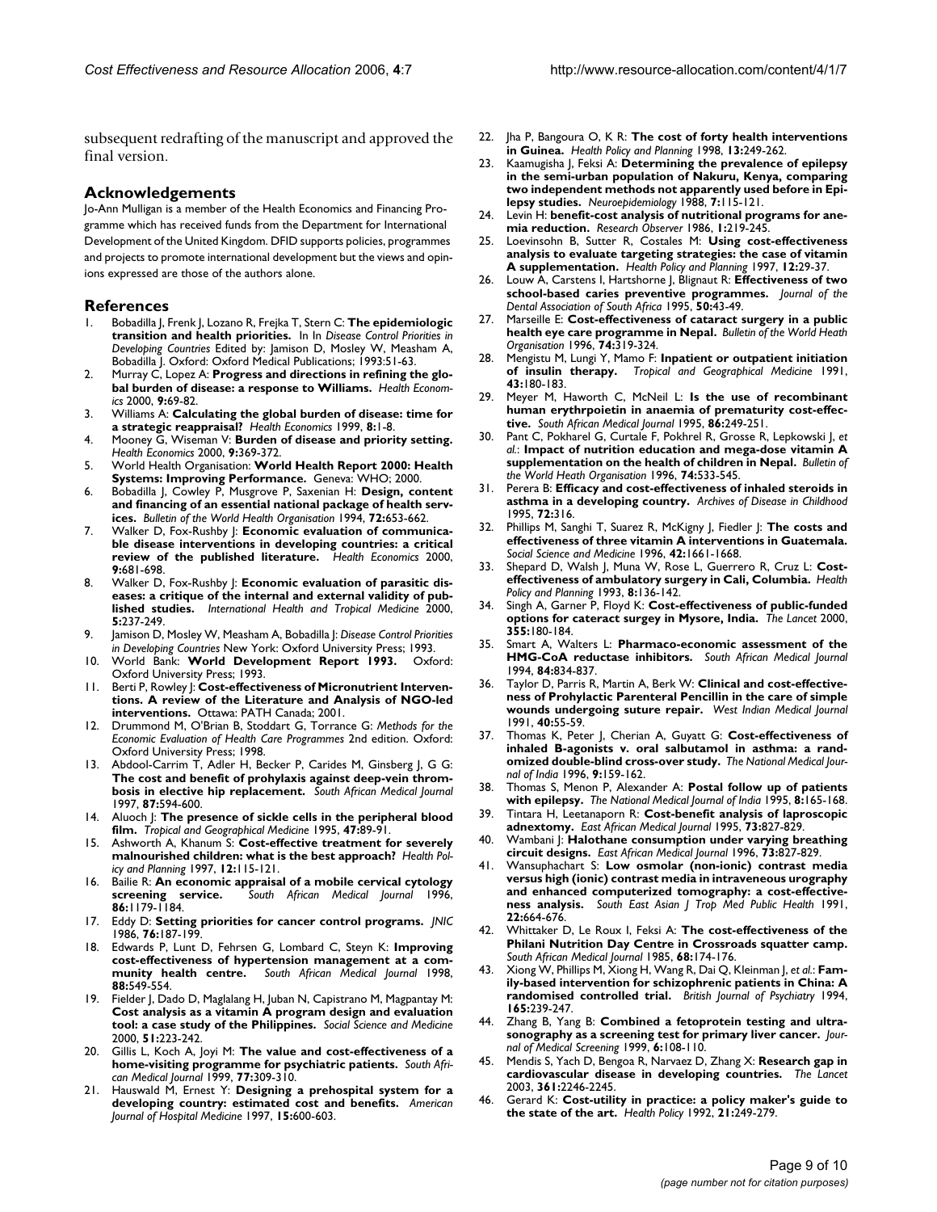subsequent redrafting of the manuscript and approved the final version.

## Acknowledgements

Jo-Ann Mulligan is a member of the Health Economics and Financing Programme which has received funds from the Department for International Development of the United Kingdom. DFID supports policies, programmes and projects to promote international development but the views and opinions expressed are those of the authors alone.

## References

1. Bobadilla J, Frenk J, Lozano R, Frejka T, Stern C: **The epidemiologic transition and health priorities.** In In *Disease Control Priorities in Developing Countries* Edited by: Jamison D, Mosley W, Measham A, Bobadilla J. Oxford: Oxford Medical Publications; 1993:51-63.
2. Murray C, Lopez A: **Progress and directions in refining the global burden of disease: a response to Williams.** *Health Economics* 2000, **9:**69-82.
3. Williams A: **Calculating the global burden of disease: time for a strategic reappraisal?** *Health Economics* 1999, **8:**1-8.
4. Mooney G, Wiseman V: **Burden of disease and priority setting.** *Health Economics* 2000, **9:**369-372.
5. World Health Organisation: **World Health Report 2000: Health Systems: Improving Performance.** Geneva: WHO; 2000.
6. Bobadilla J, Cowley P, Musgrove P, Saxenian H: **Design, content and financing of an essential national package of health services.** *Bulletin of the World Health Organisation* 1994, **72:**653-662.
7. Walker D, Fox-Rushby J: **Economic evaluation of communicable disease interventions in developing countries: a critical review of the published literature.** *Health Economics* 2000, **9:**681-698.
8. Walker D, Fox-Rushby J: **Economic evaluation of parasitic diseases: a critique of the internal and external validity of published studies.** *International Health and Tropical Medicine* 2000, **5:**237-249.
9. Jamison D, Mosley W, Measham A, Bobadilla J: *Disease Control Priorities in Developing Countries* New York: Oxford University Press; 1993.
10. World Bank: **World Development Report 1993.** Oxford: Oxford University Press; 1993.
11. Berti P, Rowley J: **Cost-effectiveness of Micronutrient Interventions. A review of the Literature and Analysis of NGO-led interventions.** Ottawa: PATH Canada; 2001.
12. Drummond M, O'Brian B, Stoddart G, Torrance G: *Methods for the Economic Evaluation of Health Care Programmes* 2nd edition. Oxford: Oxford University Press; 1998.
13. Abdool-Carrim T, Adler H, Becker P, Carides M, Ginsberg J, G G: **The cost and benefit of prohylaxis against deep-vein thrombosis in elective hip replacement.** *South African Medical Journal* 1997, **87:**594-600.
14. Aluoch J: **The presence of sickle cells in the peripheral blood film.** *Tropical and Geographical Medicine* 1995, **47:**89-91.
15. Ashworth A, Khanum S: **Cost-effective treatment for severely malnourished children: what is the best approach?** *Health Policy and Planning* 1997, **12:**115-121.
16. Bailie R: **An economic appraisal of a mobile cervical cytology screening service.** *South African Medical Journal* 1996, **86:**1179-1184.
17. Eddy D: **Setting priorities for cancer control programs.** *JNIC* 1986, **76:**187-199.
18. Edwards P, Lunt D, Fehrsen G, Lombard C, Steyn K: **Improving cost-effectiveness of hypertension management at a community health centre.** *South African Medical Journal* 1998, **88:**549-554.
19. Fielder J, Dado D, Maglalang H, Juban N, Capistrano M, Magpantay M: **Cost analysis as a vitamin A program design and evaluation tool: a case study of the Philippines.** *Social Science and Medicine* 2000, **51:**223-242.
20. Gillis L, Koch A, Joyi M: **The value and cost-effectiveness of a home-visiting programme for psychiatric patients.** *South African Medical Journal* 1999, **77:**309-310.
21. Hauswald M, Ernest Y: **Designing a prehospital system for a developing country: estimated cost and benefits.** *American Journal of Hospital Medicine* 1997, **15:**600-603.
22. Jha P, Bangoura O, K R: **The cost of forty health interventions in Guinea.** *Health Policy and Planning* 1998, **13:**249-262.
23. Kaamugisha J, Feksi A: **Determining the prevalence of epilepsy in the semi-urban population of Nakuru, Kenya, comparing two independent methods not apparently used before in Epilepsy studies.** *Neuroepidemiology* 1988, **7:**115-121.
24. Levin H: **benefit-cost analysis of nutritional programs for anemia reduction.** *Research Observer* 1986, **1:**219-245.
25. Loevinsohn B, Sutter R, Costales M: **Using cost-effectiveness analysis to evaluate targeting strategies: the case of vitamin A supplementation.** *Health Policy and Planning* 1997, **12:**29-37.
26. Louw A, Carstens I, Hartshorne J, Blignaut R: **Effectiveness of two school-based caries preventive programmes.** *Journal of the Dental Association of South Africa* 1995, **50:**43-49.
27. Marseille E: **Cost-effectiveness of cataract surgery in a public health eye care programme in Nepal.** *Bulletin of the World Heath Organisation* 1996, **74:**319-324.
28. Mengistu M, Lungi Y, Mamo F: **Inpatient or outpatient initiation of insulin therapy.** *Tropical and Geographical Medicine* 1991, **43:**180-183.
29. Meyer M, Haworth C, McNeil L: **Is the use of recombinant human erythrpoietin in anaemia of prematurity cost-effective.** *South African Medical Journal* 1995, **86:**249-251.
30. Pant C, Pokharel G, Curtale F, Pokhrel R, Grosse R, Lepkowski J, *et al.*: **Impact of nutrition education and mega-dose vitamin A supplementation on the health of children in Nepal.** *Bulletin of the World Heath Organisation* 1996, **74:**533-545.
31. Perera B: **Efficacy and cost-effectiveness of inhaled steroids in asthma in a developing country.** *Archives of Disease in Childhood* 1995, **72:**316.
32. Phillips M, Sanghi T, Suarez R, McKigny J, Fiedler J: **The costs and effectiveness of three vitamin A interventions in Guatemala.** *Social Science and Medicine* 1996, **42:**1661-1668.
33. Shepard D, Walsh J, Muna W, Rose L, Guerrero R, Cruz L: **Cost-effectiveness of ambulatory surgery in Cali, Columbia.** *Health Policy and Planning* 1993, **8:**136-142.
34. Singh A, Garner P, Floyd K: **Cost-effectiveness of public-funded options for cateract surgey in Mysore, India.** *The Lancet* 2000, **355:**180-184.
35. Smart A, Walters L: **Pharmaco-economic assessment of the HMG-CoA reductase inhibitors.** *South African Medical Journal* 1994, **84:**834-837.
36. Taylor D, Parris R, Martin A, Berk W: **Clinical and cost-effectiveness of Prohylactic Parenteral Pencillin in the care of simple wounds undergoing suture repair.** *West Indian Medical Journal* 1991, **40:**55-59.
37. Thomas K, Peter J, Cherian A, Guyatt G: **Cost-effectiveness of inhaled B-agonists v. oral salbutamol in asthma: a randomized double-blind cross-over study.** *The National Medical Journal of India* 1996, **9:**159-162.
38. Thomas S, Menon P, Alexander A: **Postal follow up of patients with epilepsy.** *The National Medical Journal of India* 1995, **8:**165-168.
39. Tintara H, Leetanaporn R: **Cost-benefit analysis of laproscopic adnextomy.** *East African Medical Journal* 1995, **73:**827-829.
40. Wambani J: **Halothane consumption under varying breathing circuit designs.** *East African Medical Journal* 1996, **73:**827-829.
41. Wansuphachart S: **Low osmolar (non-ionic) contrast media versus high (ionic) contrast media in intraveneous urography and enhanced computerized tomography: a cost-effectiveness analysis.** *South East Asian J Trop Med Public Health* 1991, **22:**664-676.
42. Whittaker D, Le Roux I, Feksi A: **The cost-effectiveness of the Philani Nutrition Day Centre in Crossroads squatter camp.** *South African Medical Journal* 1985, **68:**174-176.
43. Xiong W, Phillips M, Xiong H, Wang R, Dai Q, Kleinman J, *et al.*: **Family-based intervention for schizophrenic patients in China: A randomised controlled trial.** *British Journal of Psychiatry* 1994, **165:**239-247.
44. Zhang B, Yang B: **Combined a fetoprotein testing and ultrasonography as a screening test for primary liver cancer.** *Journal of Medical Screening* 1999, **6:**108-110.
45. Mendis S, Yach D, Bengoa R, Narvaez D, Zhang X: **Research gap in cardiovascular disease in developing countries.** *The Lancet* 2003, **361:**2246-2245.
46. Gerard K: **Cost-utility in practice: a policy maker's guide to the state of the art.** *Health Policy* 1992, **21:**249-279.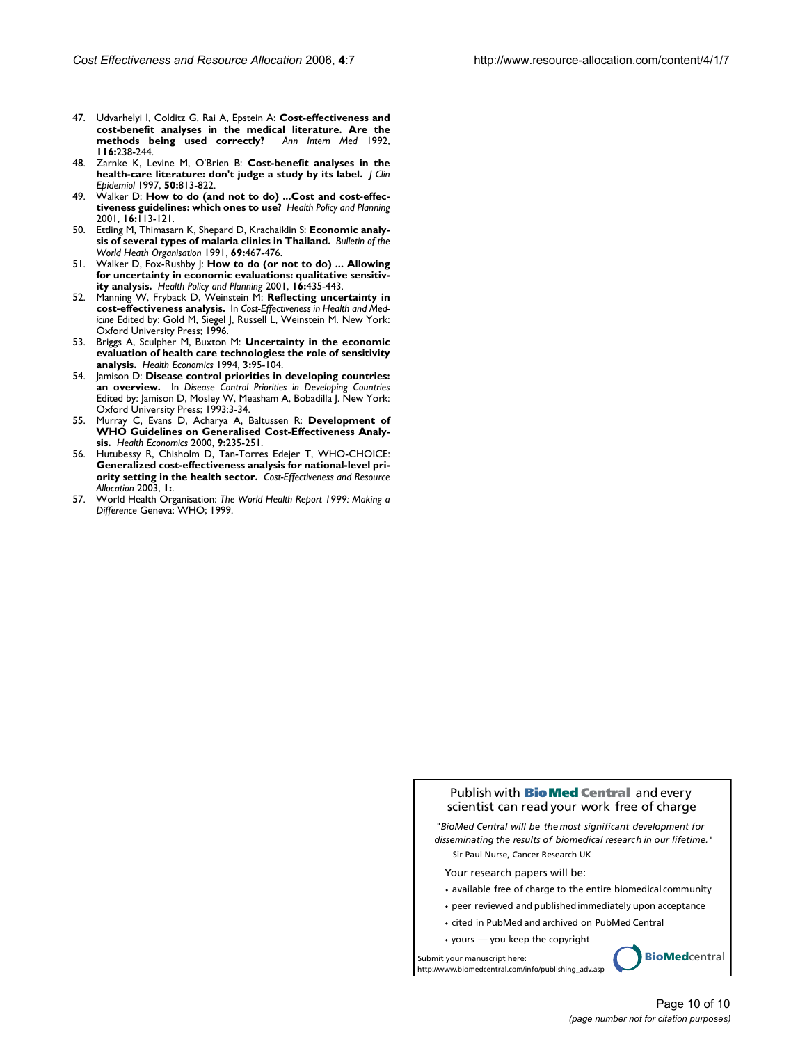47. Udvarhelyi I, Colditz G, Rai A, Epstein A: **Cost-effectiveness and cost-benefit analyses in the medical literature. Are the methods being used correctly?** *Ann Intern Med* 1992, **116:**238-244.
48. Zarnke K, Levine M, O'Brien B: **Cost-benefit analyses in the health-care literature: don't judge a study by its label.** *J Clin Epidemiol* 1997, **50:**813-822.
49. Walker D: **How to do (and not to do) ...Cost and cost-effectiveness guidelines: which ones to use?** *Health Policy and Planning* 2001, **16:**113-121.
50. Ettling M, Thimasarn K, Shepard D, Krachaiklin S: **Economic analysis of several types of malaria clinics in Thailand.** *Bulletin of the World Heath Organisation* 1991, **69:**467-476.
51. Walker D, Fox-Rushby J: **How to do (or not to do) ... Allowing for uncertainty in economic evaluations: qualitative sensitivity analysis.** *Health Policy and Planning* 2001, **16:**435-443.
52. Manning W, Fryback D, Weinstein M: **Reflecting uncertainty in cost-effectiveness analysis.** In *Cost-Effectiveness in Health and Medicine* Edited by: Gold M, Siegel J, Russell L, Weinstein M. New York: Oxford University Press; 1996.
53. Briggs A, Sculpher M, Buxton M: **Uncertainty in the economic evaluation of health care technologies: the role of sensitivity analysis.** *Health Economics* 1994, **3:**95-104.
54. Jamison D: **Disease control priorities in developing countries: an overview.** In *Disease Control Priorities in Developing Countries* Edited by: Jamison D, Mosley W, Measham A, Bobadilla J. New York: Oxford University Press; 1993:3-34.
55. Murray C, Evans D, Acharya A, Baltussen R: **Development of WHO Guidelines on Generalised Cost-Effectiveness Analysis.** *Health Economics* 2000, **9:**235-251.
56. Hutubessy R, Chisholm D, Tan-Torres Edejer T, WHO-CHOICE: **Generalized cost-effectiveness analysis for national-level priority setting in the health sector.** *Cost-Effectiveness and Resource Allocation* 2003, **1:**.
57. World Health Organisation: *The World Health Report 1999: Making a Difference* Geneva: WHO; 1999.

Publish with **BioMed Central** and every scientist can read your work free of charge

*"BioMed Central will be the most significant development for disseminating the results of biomedical research in our lifetime."*
Sir Paul Nurse, Cancer Research UK

Your research papers will be:

- available free of charge to the entire biomedical community
- peer reviewed and published immediately upon acceptance
- cited in PubMed and archived on PubMed Central
- yours — you keep the copyright

Submit your manuscript here:
http://www.biomedcentral.com/info/publishing_adv.asp

**BioMed**central